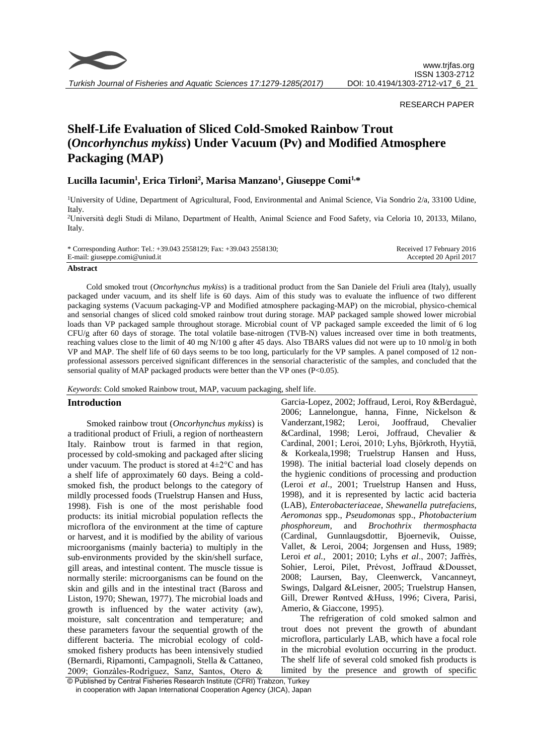RESEARCH PAPER

# Shelf-Life Evaluation of Sliced Cold-Smoked Rainbow Trout (*Oncorhynchus mykiss*) Under Vacuum (Pv) and Modified Atmosphere Packaging (MAP)

**Lucilla Iacumin[1], Erica Tirloni[2], Marisa Manzano[1], Giuseppe Comi[1,*]**

[1]University of Udine, Department of Agricultural, Food, Environmental and Animal Science, Via Sondrio 2/a, 33100 Udine, Italy.

[2]Università degli Studi di Milano, Department of Health, Animal Science and Food Safety, via Celoria 10, 20133, Milano, Italy.

\* Corresponding Author: Tel.: +39.043 2558129; Fax: +39.043 2558130;
E-mail: giuseppe.comi@uniud.it

Received 17 February 2016
Accepted 20 April 2017

**Abstract**

Cold smoked trout (*Oncorhynchus mykiss*) is a traditional product from the San Daniele del Friuli area (Italy), usually packaged under vacuum, and its shelf life is 60 days. Aim of this study was to evaluate the influence of two different packaging systems (Vacuum packaging-VP and Modified atmosphere packaging-MAP) on the microbial, physico-chemical and sensorial changes of sliced cold smoked rainbow trout during storage. MAP packaged sample showed lower microbial loads than VP packaged sample throughout storage. Microbial count of VP packaged sample exceeded the limit of 6 log CFU/g after 60 days of storage. The total volatile base-nitrogen (TVB-N) values increased over time in both treatments, reaching values close to the limit of 40 mg N/100 g after 45 days. Also TBARS values did not were up to 10 nmol/g in both VP and MAP. The shelf life of 60 days seems to be too long, particularly for the VP samples. A panel composed of 12 non-professional assessors perceived significant differences in the sensorial characteristic of the samples, and concluded that the sensorial quality of MAP packaged products were better than the VP ones ($P<0.05$).

*Keywords*: Cold smoked Rainbow trout, MAP, vacuum packaging, shelf life.

## Introduction

Smoked rainbow trout (*Oncorhynchus mykiss*) is a traditional product of Friuli, a region of northeastern Italy. Rainbow trout is farmed in that region, processed by cold-smoking and packaged after slicing under vacuum. The product is stored at 4±2°C and has a shelf life of approximately 60 days. Being a cold-smoked fish, the product belongs to the category of mildly processed foods (Truelstrup Hansen and Huss, 1998). Fish is one of the most perishable food products: its initial microbial population reflects the microflora of the environment at the time of capture or harvest, and it is modified by the ability of various microorganisms (mainly bacteria) to multiply in the sub-environments provided by the skin/shell surface, gill areas, and intestinal content. The muscle tissue is normally sterile: microorganisms can be found on the skin and gills and in the intestinal tract (Baross and Liston, 1970; Shewan, 1977). The microbial loads and growth is influenced by the water activity (aw), moisture, salt concentration and temperature; and these parameters favour the sequential growth of the different bacteria. The microbial ecology of cold-smoked fishery products has been intensively studied (Bernardi, Ripamonti, Campagnoli, Stella & Cattaneo, 2009; Gonzàles-Rodriguez, Sanz, Santos, Otero & Garcia-Lopez, 2002; Joffraud, Leroi, Roy &Berdaguè, 2006; Lannelongue, hanna, Finne, Nickelson & Vanderzant,1982; Leroi, Jooffraud, Chevalier &Cardinal, 1998; Leroi, Joffraud, Chevalier & Cardinal, 2001; Leroi, 2010; Lyhs, Björkroth, Hyytiä, & Korkeala,1998; Truelstrup Hansen and Huss, 1998). The initial bacterial load closely depends on the hygienic conditions of processing and production (Leroi *et al*., 2001; Truelstrup Hansen and Huss, 1998), and it is represented by lactic acid bacteria (LAB), *Enterobacteriaceae*, *Shewanella putrefaciens*, *Aeromonas* spp., *Pseudomonas* spp., *Photobacterium phosphoreum*, and *Brochothrix thermosphacta* (Cardinal, Gunnlaugsdottir, Bjoernevik, Ouisse, Vallet, & Leroi, 2004; Jorgensen and Huss, 1989; Leroi *et al.,* 2001; 2010; Lyhs *et al*., 2007; Jaffrès, Sohier, Leroi, Pilet, Prévost, Joffraud &Dousset, 2008; Laursen, Bay, Cleenwerck, Vancanneyt, Swings, Dalgard &Leisner, 2005; Truelstrup Hansen, Gill, Drewer Røntved &Huss, 1996; Civera, Parisi, Amerio, & Giaccone, 1995).

The refrigeration of cold smoked salmon and trout does not prevent the growth of abundant microflora, particularly LAB, which have a focal role in the microbial evolution occurring in the product. The shelf life of several cold smoked fish products is limited by the presence and growth of specific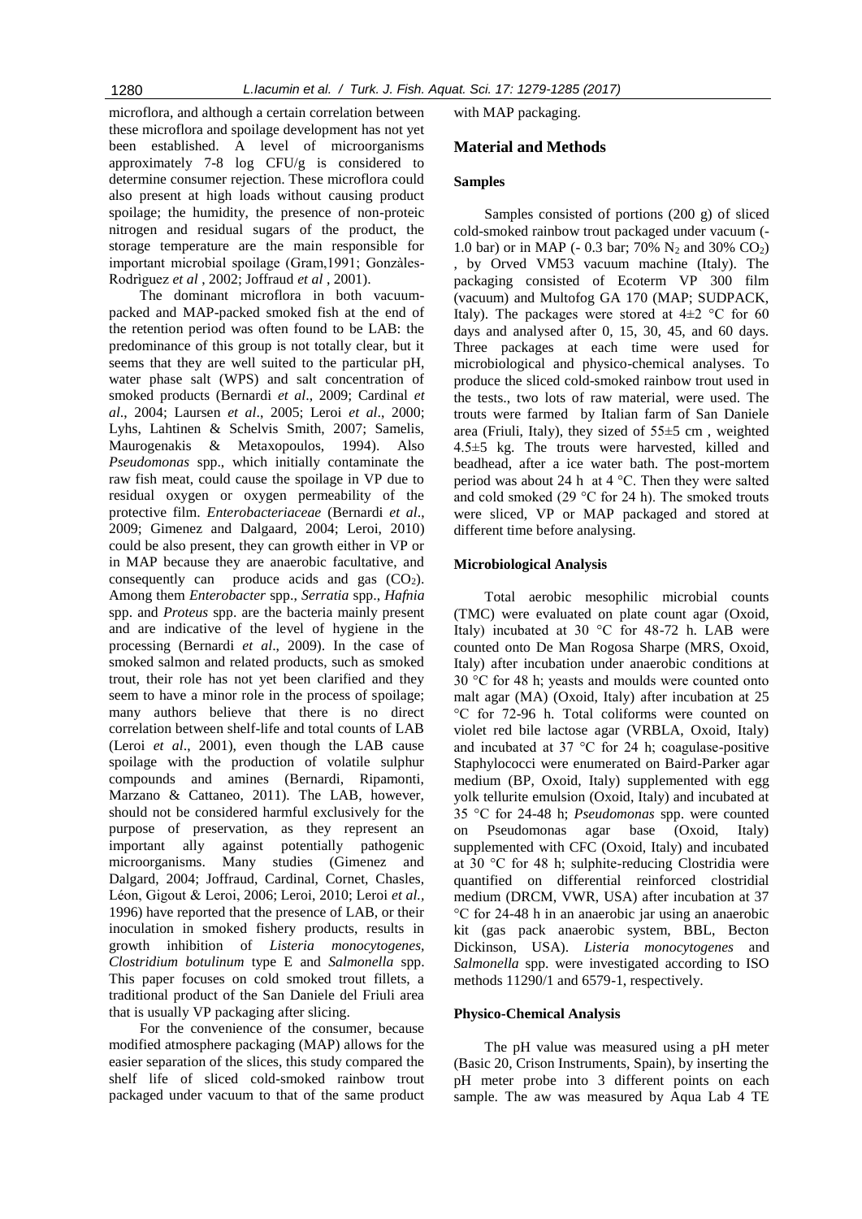microflora, and although a certain correlation between these microflora and spoilage development has not yet been established. A level of microorganisms approximately 7-8 log CFU/g is considered to determine consumer rejection. These microflora could also present at high loads without causing product spoilage; the humidity, the presence of non-proteic nitrogen and residual sugars of the product, the storage temperature are the main responsible for important microbial spoilage (Gram,1991; Gonzàles-Rodriguez *et al* , 2002; Joffraud *et al* , 2001).

The dominant microflora in both vacuum-packed and MAP-packed smoked fish at the end of the retention period was often found to be LAB: the predominance of this group is not totally clear, but it seems that they are well suited to the particular pH, water phase salt (WPS) and salt concentration of smoked products (Bernardi *et al*., 2009; Cardinal *et al*., 2004; Laursen *et al*., 2005; Leroi *et al*., 2000; Lyhs, Lahtinen & Schelvis Smith, 2007; Samelis, Maurogenakis & Metaxopoulos, 1994). Also *Pseudomonas* spp., which initially contaminate the raw fish meat, could cause the spoilage in VP due to residual oxygen or oxygen permeability of the protective film. *Enterobacteriaceae* (Bernardi *et al*., 2009; Gimenez and Dalgaard, 2004; Leroi, 2010) could be also present, they can growth either in VP or in MAP because they are anaerobic facultative, and consequently can produce acids and gas ($CO_2$). Among them *Enterobacter* spp., *Serratia* spp., *Hafnia* spp. and *Proteus* spp. are the bacteria mainly present and are indicative of the level of hygiene in the processing (Bernardi *et al*., 2009). In the case of smoked salmon and related products, such as smoked trout, their role has not yet been clarified and they seem to have a minor role in the process of spoilage; many authors believe that there is no direct correlation between shelf-life and total counts of LAB (Leroi *et al*., 2001), even though the LAB cause spoilage with the production of volatile sulphur compounds and amines (Bernardi, Ripamonti, Marzano & Cattaneo, 2011). The LAB, however, should not be considered harmful exclusively for the purpose of preservation, as they represent an important ally against potentially pathogenic microorganisms. Many studies (Gimenez and Dalgard, 2004; Joffraud, Cardinal, Cornet, Chasles, Léon, Gigout & Leroi, 2006; Leroi, 2010; Leroi *et al.*, 1996) have reported that the presence of LAB, or their inoculation in smoked fishery products, results in growth inhibition of *Listeria monocytogenes*, *Clostridium botulinum* type E and *Salmonella* spp. This paper focuses on cold smoked trout fillets, a traditional product of the San Daniele del Friuli area that is usually VP packaging after slicing.

For the convenience of the consumer, because modified atmosphere packaging (MAP) allows for the easier separation of the slices, this study compared the shelf life of sliced cold-smoked rainbow trout packaged under vacuum to that of the same product with MAP packaging.

## Material and Methods

### Samples

Samples consisted of portions (200 g) of sliced cold-smoked rainbow trout packaged under vacuum (-1.0 bar) or in MAP (- 0.3 bar; 70% $N_2$ and 30% $CO_2$) , by Orved VM53 vacuum machine (Italy). The packaging consisted of Ecoterm VP 300 film (vacuum) and Multofog GA 170 (MAP; SUDPACK, Italy). The packages were stored at 4±2 °C for 60 days and analysed after 0, 15, 30, 45, and 60 days. Three packages at each time were used for microbiological and physico-chemical analyses. To produce the sliced cold-smoked rainbow trout used in the tests., two lots of raw material, were used. The trouts were farmed by Italian farm of San Daniele area (Friuli, Italy), they sized of 55±5 cm , weighted 4.5±5 kg. The trouts were harvested, killed and beadhead, after a ice water bath. The post-mortem period was about 24 h at 4 °C. Then they were salted and cold smoked (29 °C for 24 h). The smoked trouts were sliced, VP or MAP packaged and stored at different time before analysing.

### Microbiological Analysis

Total aerobic mesophilic microbial counts (TMC) were evaluated on plate count agar (Oxoid, Italy) incubated at 30 °C for 48-72 h. LAB were counted onto De Man Rogosa Sharpe (MRS, Oxoid, Italy) after incubation under anaerobic conditions at 30 °C for 48 h; yeasts and moulds were counted onto malt agar (MA) (Oxoid, Italy) after incubation at 25 °C for 72-96 h. Total coliforms were counted on violet red bile lactose agar (VRBLA, Oxoid, Italy) and incubated at 37 °C for 24 h; coagulase-positive Staphylococci were enumerated on Baird-Parker agar medium (BP, Oxoid, Italy) supplemented with egg yolk tellurite emulsion (Oxoid, Italy) and incubated at 35 °C for 24-48 h; *Pseudomonas* spp. were counted on Pseudomonas agar base (Oxoid, Italy) supplemented with CFC (Oxoid, Italy) and incubated at 30 °C for 48 h; sulphite-reducing Clostridia were quantified on differential reinforced clostridial medium (DRCM, VWR, USA) after incubation at 37 °C for 24-48 h in an anaerobic jar using an anaerobic kit (gas pack anaerobic system, BBL, Becton Dickinson, USA). *Listeria monocytogenes* and *Salmonella* spp. were investigated according to ISO methods 11290/1 and 6579-1, respectively.

### Physico-Chemical Analysis

The pH value was measured using a pH meter (Basic 20, Crison Instruments, Spain), by inserting the pH meter probe into 3 different points on each sample. The aw was measured by Aqua Lab 4 TE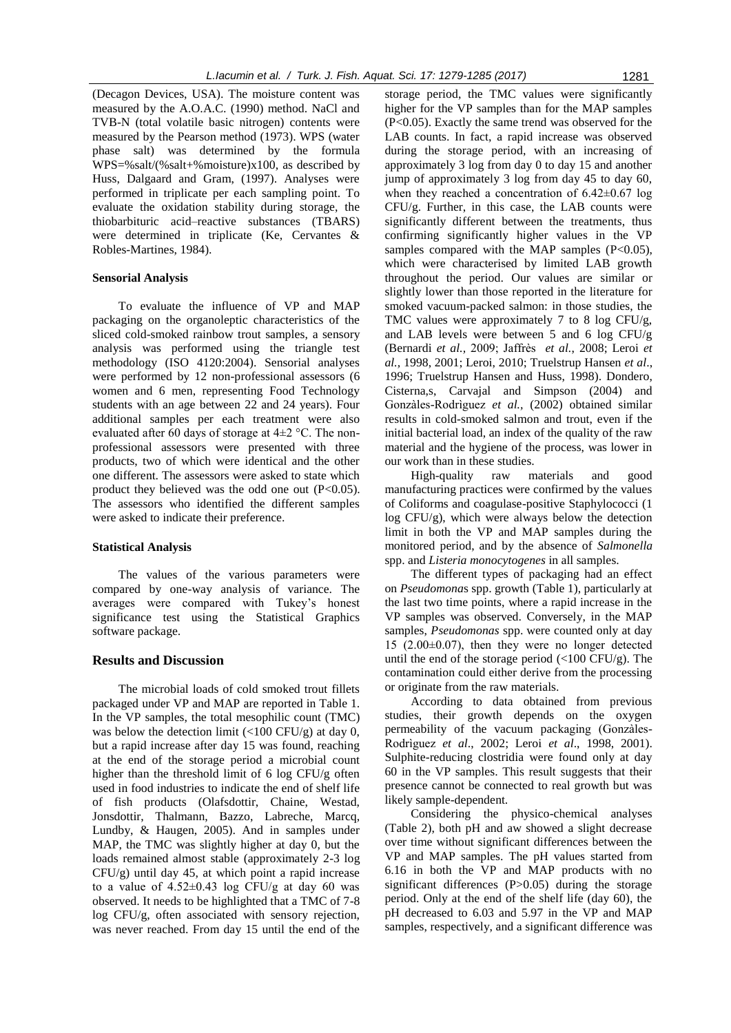(Decagon Devices, USA). The moisture content was measured by the A.O.A.C. (1990) method. NaCl and TVB-N (total volatile basic nitrogen) contents were measured by the Pearson method (1973). WPS (water phase salt) was determined by the formula WPS=%salt/(%salt+%moisture)x100, as described by Huss, Dalgaard and Gram, (1997). Analyses were performed in triplicate per each sampling point. To evaluate the oxidation stability during storage, the thiobarbituric acid–reactive substances (TBARS) were determined in triplicate (Ke, Cervantes & Robles-Martines, 1984).

### Sensorial Analysis

To evaluate the influence of VP and MAP packaging on the organoleptic characteristics of the sliced cold-smoked rainbow trout samples, a sensory analysis was performed using the triangle test methodology (ISO 4120:2004). Sensorial analyses were performed by 12 non-professional assessors (6 women and 6 men, representing Food Technology students with an age between 22 and 24 years). Four additional samples per each treatment were also evaluated after 60 days of storage at 4±2 °C. The non-professional assessors were presented with three products, two of which were identical and the other one different. The assessors were asked to state which product they believed was the odd one out ($P<0.05$). The assessors who identified the different samples were asked to indicate their preference.

### Statistical Analysis

The values of the various parameters were compared by one-way analysis of variance. The averages were compared with Tukey's honest significance test using the Statistical Graphics software package.

## Results and Discussion

The microbial loads of cold smoked trout fillets packaged under VP and MAP are reported in Table 1. In the VP samples, the total mesophilic count (TMC) was below the detection limit (<100 CFU/g) at day 0, but a rapid increase after day 15 was found, reaching at the end of the storage period a microbial count higher than the threshold limit of 6 log CFU/g often used in food industries to indicate the end of shelf life of fish products (Olafsdottir, Chaine, Westad, Jonsdottir, Thalmann, Bazzo, Labreche, Marcq, Lundby, & Haugen, 2005). And in samples under MAP, the TMC was slightly higher at day 0, but the loads remained almost stable (approximately 2-3 log CFU/g) until day 45, at which point a rapid increase to a value of 4.52±0.43 log CFU/g at day 60 was observed. It needs to be highlighted that a TMC of 7-8 log CFU/g, often associated with sensory rejection, was never reached. From day 15 until the end of the storage period, the TMC values were significantly higher for the VP samples than for the MAP samples ($P<0.05$). Exactly the same trend was observed for the LAB counts. In fact, a rapid increase was observed during the storage period, with an increasing of approximately 3 log from day 0 to day 15 and another jump of approximately 3 log from day 45 to day 60, when they reached a concentration of 6.42±0.67 log CFU/g. Further, in this case, the LAB counts were significantly different between the treatments, thus confirming significantly higher values in the VP samples compared with the MAP samples ($P<0.05$), which were characterised by limited LAB growth throughout the period. Our values are similar or slightly lower than those reported in the literature for smoked vacuum-packed salmon: in those studies, the TMC values were approximately 7 to 8 log CFU/g, and LAB levels were between 5 and 6 log CFU/g (Bernardi *et al.*, 2009; Jaffrès *et al.*, 2008; Leroi *et al.*, 1998, 2001; Leroi, 2010; Truelstrup Hansen *et al*., 1996; Truelstrup Hansen and Huss, 1998). Dondero, Cisterna,s, Carvajal and Simpson (2004) and Gonzàles-Rodrìguez *et al.*, (2002) obtained similar results in cold-smoked salmon and trout, even if the initial bacterial load, an index of the quality of the raw material and the hygiene of the process, was lower in our work than in these studies.

High-quality raw materials and good manufacturing practices were confirmed by the values of Coliforms and coagulase-positive Staphylococci (1 log CFU/g), which were always below the detection limit in both the VP and MAP samples during the monitored period, and by the absence of *Salmonella* spp. and *Listeria monocytogenes* in all samples.

The different types of packaging had an effect on *Pseudomonas* spp. growth (Table 1), particularly at the last two time points, where a rapid increase in the VP samples was observed. Conversely, in the MAP samples, *Pseudomonas* spp. were counted only at day 15 (2.00±0.07), then they were no longer detected until the end of the storage period (<100 CFU/g). The contamination could either derive from the processing or originate from the raw materials.

According to data obtained from previous studies, their growth depends on the oxygen permeability of the vacuum packaging (Gonzàles-Rodrìguez *et al*., 2002; Leroi *et al*., 1998, 2001). Sulphite-reducing clostridia were found only at day 60 in the VP samples. This result suggests that their presence cannot be connected to real growth but was likely sample-dependent.

Considering the physico-chemical analyses (Table 2), both pH and aw showed a slight decrease over time without significant differences between the VP and MAP samples. The pH values started from 6.16 in both the VP and MAP products with no significant differences ($P>0.05$) during the storage period. Only at the end of the shelf life (day 60), the pH decreased to 6.03 and 5.97 in the VP and MAP samples, respectively, and a significant difference was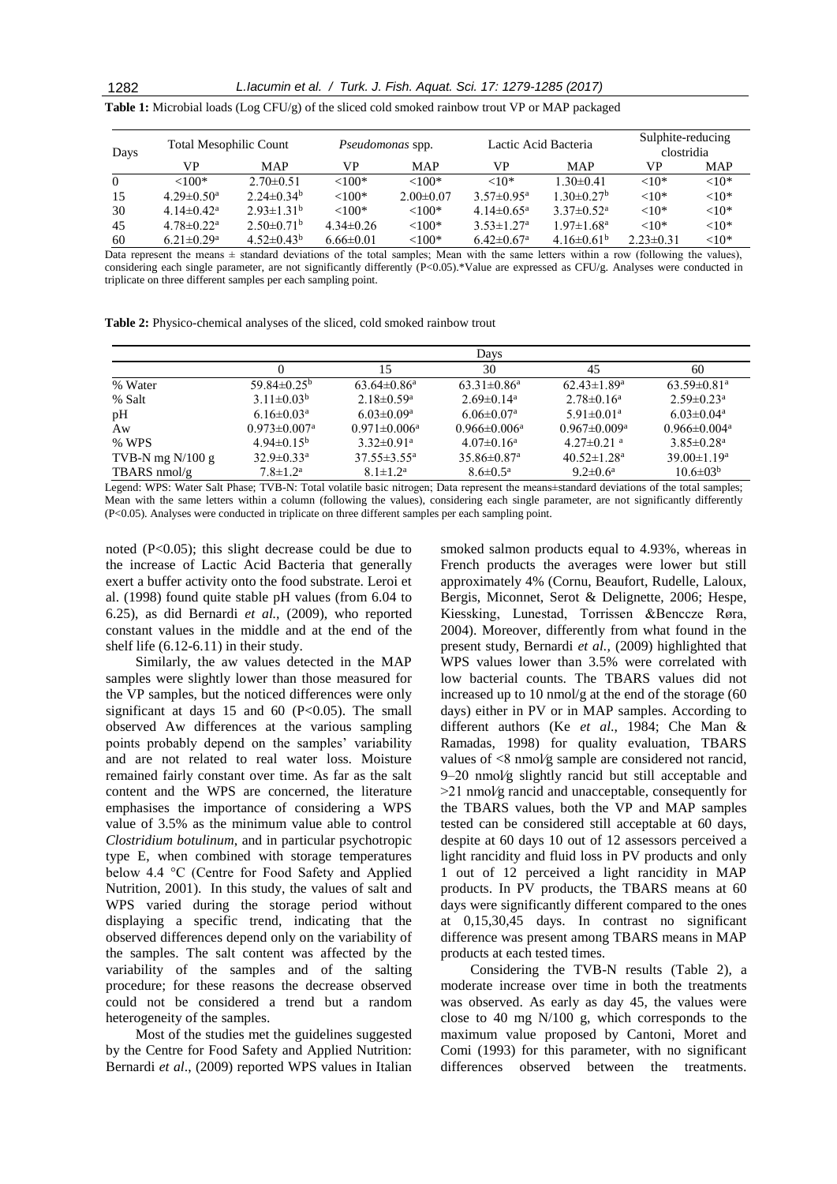**Table 1:** Microbial loads (Log CFU/g) of the sliced cold smoked rainbow trout VP or MAP packaged

| Days | Total Mesophilic Count | | *Pseudomonas* spp. | | Lactic Acid Bacteria | | Sulphite-reducing clostridia | |
|---|---|---|---|---|---|---|---|---|
| | VP | MAP | VP | MAP | VP | MAP | VP | MAP |
| 0 | <100* | 2.70±0.51 | <100* | <100* | <10* | 1.30±0.41 | <10* | <10* |
| 15 | 4.29±0.50[a] | 2.24±0.34[b] | <100* | 2.00±0.07 | 3.57±0.95[a] | 1.30±0.27[b] | <10* | <10* |
| 30 | 4.14±0.42[a] | 2.93±1.31[b] | <100* | <100* | 4.14±0.65[a] | 3.37±0.52[a] | <10* | <10* |
| 45 | 4.78±0.22[a] | 2.50±0.71[b] | 4.34±0.26 | <100* | 3.53±1.27[a] | 1.97±1.68[a] | <10* | <10* |
| 60 | 6.21±0.29[a] | 4.52±0.43[b] | 6.66±0.01 | <100* | 6.42±0.67[a] | 4.16±0.61[b] | 2.23±0.31 | <10* |

Data represent the means ± standard deviations of the total samples; Mean with the same letters within a row (following the values), considering each single parameter, are not significantly differently (P<0.05).*Value are expressed as CFU/g. Analyses were conducted in triplicate on three different samples per each sampling point.

**Table 2:** Physico-chemical analyses of the sliced, cold smoked rainbow trout

| | Days | | | | |
|---|---|---|---|---|---|
| | 0 | 15 | 30 | 45 | 60 |
| % Water | 59.84±0.25[b] | 63.64±0.86[a] | 63.31±0.86[a] | 62.43±1.89[a] | 63.59±0.81[a] |
| % Salt | 3.11±0.03[b] | 2.18±0.59[a] | 2.69±0.14[a] | 2.78±0.16[a] | 2.59±0.23[a] |
| pH | 6.16±0.03[a] | 6.03±0.09[a] | 6.06±0.07[a] | 5.91±0.01[a] | 6.03±0.04[a] |
| Aw | 0.973±0.007[a] | 0.971±0.006[a] | 0.966±0.006[a] | 0.967±0.009[a] | 0.966±0.004[a] |
| % WPS | 4.94±0.15[b] | 3.32±0.91[a] | 4.07±0.16[a] | 4.27±0.21 [a] | 3.85±0.28[a] |
| TVB-N mg N/100 g | 32.9±0.33[a] | 37.55±3.55[a] | 35.86±0.87[a] | 40.52±1.28[a] | 39.00±1.19[a] |
| TBARS nmol/g | 7.8±1.2[a] | 8.1±1.2[a] | 8.6±0.5[a] | 9.2±0.6[a] | 10.6±03[b] |

Legend: WPS: Water Salt Phase; TVB-N: Total volatile basic nitrogen; Data represent the means±standard deviations of the total samples; Mean with the same letters within a column (following the values), considering each single parameter, are not significantly differently (P<0.05). Analyses were conducted in triplicate on three different samples per each sampling point.

noted (P<0.05); this slight decrease could be due to the increase of Lactic Acid Bacteria that generally exert a buffer activity onto the food substrate. Leroi et al. (1998) found quite stable pH values (from 6.04 to 6.25), as did Bernardi *et al.,* (2009), who reported constant values in the middle and at the end of the shelf life (6.12-6.11) in their study.

Similarly, the aw values detected in the MAP samples were slightly lower than those measured for the VP samples, but the noticed differences were only significant at days 15 and 60 (P<0.05). The small observed Aw differences at the various sampling points probably depend on the samples' variability and are not related to real water loss. Moisture remained fairly constant over time. As far as the salt content and the WPS are concerned, the literature emphasises the importance of considering a WPS value of 3.5% as the minimum value able to control *Clostridium botulinum*, and in particular psychotropic type E, when combined with storage temperatures below 4.4 °C (Centre for Food Safety and Applied Nutrition, 2001). In this study, the values of salt and WPS varied during the storage period without displaying a specific trend, indicating that the observed differences depend only on the variability of the samples. The salt content was affected by the variability of the samples and of the salting procedure; for these reasons the decrease observed could not be considered a trend but a random heterogeneity of the samples.

Most of the studies met the guidelines suggested by the Centre for Food Safety and Applied Nutrition: Bernardi *et al*., (2009) reported WPS values in Italian smoked salmon products equal to 4.93%, whereas in French products the averages were lower but still approximately 4% (Cornu, Beaufort, Rudelle, Laloux, Bergis, Miconnet, Serot & Delignette, 2006; Hespe, Kiessking, Lunestad, Torrissen &Benccze Røra, 2004). Moreover, differently from what found in the present study, Bernardi *et al.,* (2009) highlighted that WPS values lower than 3.5% were correlated with low bacterial counts. The TBARS values did not increased up to 10 nmol/g at the end of the storage (60 days) either in PV or in MAP samples. According to different authors (Ke *et al*., 1984; Che Man & Ramadas, 1998) for quality evaluation, TBARS values of <8 nmol⁄g sample are considered not rancid, 9–20 nmol⁄g slightly rancid but still acceptable and >21 nmol⁄g rancid and unacceptable, consequently for the TBARS values, both the VP and MAP samples tested can be considered still acceptable at 60 days, despite at 60 days 10 out of 12 assessors perceived a light rancidity and fluid loss in PV products and only 1 out of 12 perceived a light rancidity in MAP products. In PV products, the TBARS means at 60 days were significantly different compared to the ones at 0,15,30,45 days. In contrast no significant difference was present among TBARS means in MAP products at each tested times.

Considering the TVB-N results (Table 2), a moderate increase over time in both the treatments was observed. As early as day 45, the values were close to 40 mg N/100 g, which corresponds to the maximum value proposed by Cantoni, Moret and Comi (1993) for this parameter, with no significant differences observed between the treatments.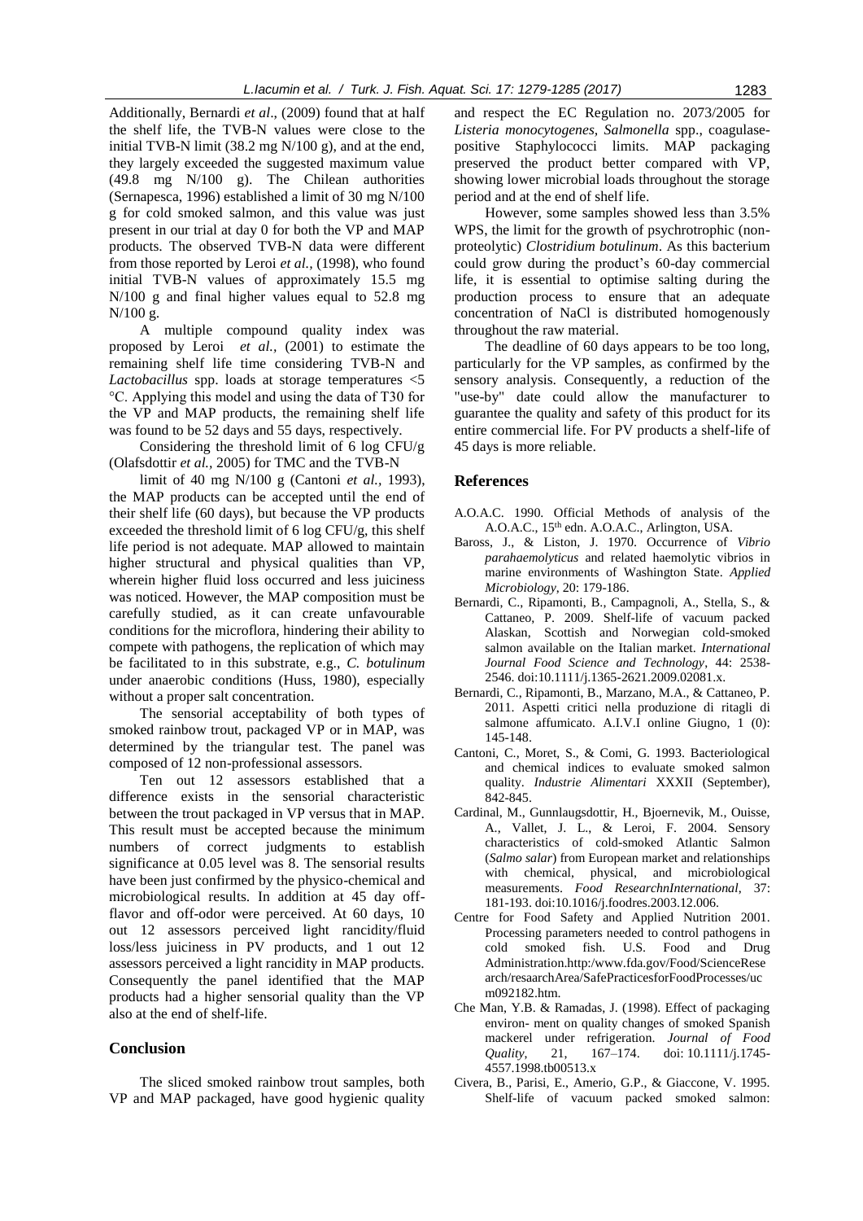Additionally, Bernardi *et al*., (2009) found that at half the shelf life, the TVB-N values were close to the initial TVB-N limit (38.2 mg N/100 g), and at the end, they largely exceeded the suggested maximum value (49.8 mg N/100 g). The Chilean authorities (Sernapesca, 1996) established a limit of 30 mg N/100 g for cold smoked salmon, and this value was just present in our trial at day 0 for both the VP and MAP products. The observed TVB-N data were different from those reported by Leroi *et al.,* (1998), who found initial TVB-N values of approximately 15.5 mg N/100 g and final higher values equal to 52.8 mg N/100 g.

A multiple compound quality index was proposed by Leroi *et al.,* (2001) to estimate the remaining shelf life time considering TVB-N and *Lactobacillus* spp. loads at storage temperatures <5 °C. Applying this model and using the data of T30 for the VP and MAP products, the remaining shelf life was found to be 52 days and 55 days, respectively.

Considering the threshold limit of 6 log CFU/g (Olafsdottir *et al.,* 2005) for TMC and the TVB-N

limit of 40 mg N/100 g (Cantoni *et al.,* 1993), the MAP products can be accepted until the end of their shelf life (60 days), but because the VP products exceeded the threshold limit of 6 log CFU/g, this shelf life period is not adequate. MAP allowed to maintain higher structural and physical qualities than VP, wherein higher fluid loss occurred and less juiciness was noticed. However, the MAP composition must be carefully studied, as it can create unfavourable conditions for the microflora, hindering their ability to compete with pathogens, the replication of which may be facilitated to in this substrate, e.g., *C. botulinum* under anaerobic conditions (Huss, 1980), especially without a proper salt concentration.

The sensorial acceptability of both types of smoked rainbow trout, packaged VP or in MAP, was determined by the triangular test. The panel was composed of 12 non-professional assessors.

Ten out 12 assessors established that a difference exists in the sensorial characteristic between the trout packaged in VP versus that in MAP. This result must be accepted because the minimum numbers of correct judgments to establish significance at 0.05 level was 8. The sensorial results have been just confirmed by the physico-chemical and microbiological results. In addition at 45 day off-flavor and off-odor were perceived. At 60 days, 10 out 12 assessors perceived light rancidity/fluid loss/less juiciness in PV products, and 1 out 12 assessors perceived a light rancidity in MAP products. Consequently the panel identified that the MAP products had a higher sensorial quality than the VP also at the end of shelf-life.

## Conclusion

The sliced smoked rainbow trout samples, both VP and MAP packaged, have good hygienic quality and respect the EC Regulation no. 2073/2005 for *Listeria monocytogenes, Salmonella* spp., coagulase-positive Staphylococci limits. MAP packaging preserved the product better compared with VP, showing lower microbial loads throughout the storage period and at the end of shelf life.

However, some samples showed less than 3.5% WPS, the limit for the growth of psychrotrophic (non-proteolytic) *Clostridium botulinum*. As this bacterium could grow during the product's 60-day commercial life, it is essential to optimise salting during the production process to ensure that an adequate concentration of NaCl is distributed homogenously throughout the raw material.

The deadline of 60 days appears to be too long, particularly for the VP samples, as confirmed by the sensory analysis. Consequently, a reduction of the "use-by" date could allow the manufacturer to guarantee the quality and safety of this product for its entire commercial life. For PV products a shelf-life of 45 days is more reliable.

## References

- A.O.A.C. 1990. Official Methods of analysis of the A.O.A.C., 15th edn. A.O.A.C., Arlington, USA.
- Baross, J., & Liston, J. 1970. Occurrence of *Vibrio parahaemolyticus* and related haemolytic vibrios in marine environments of Washington State. *Applied Microbiology,* 20: 179-186.
- Bernardi, C., Ripamonti, B., Campagnoli, A., Stella, S., & Cattaneo, P. 2009. Shelf-life of vacuum packed Alaskan, Scottish and Norwegian cold-smoked salmon available on the Italian market. *International Journal Food Science and Technology*, 44: 2538-2546. doi:10.1111/j.1365-2621.2009.02081.x.
- Bernardi, C., Ripamonti, B., Marzano, M.A., & Cattaneo, P. 2011. Aspetti critici nella produzione di ritagli di salmone affumicato. A.I.V.I online Giugno, 1 (0): 145-148.
- Cantoni, C., Moret, S., & Comi, G. 1993. Bacteriological and chemical indices to evaluate smoked salmon quality. *Industrie Alimentari* XXXII (September), 842-845.
- Cardinal, M., Gunnlaugsdottir, H., Bjoernevik, M., Ouisse, A., Vallet, J. L., & Leroi, F. 2004. Sensory characteristics of cold-smoked Atlantic Salmon (*Salmo salar*) from European market and relationships with chemical, physical, and microbiological measurements. *Food ResearchnInternational,* 37: 181-193. doi:10.1016/j.foodres.2003.12.006.
- Centre for Food Safety and Applied Nutrition 2001. Processing parameters needed to control pathogens in cold smoked fish. U.S. Food and Drug Administration.http:/www.fda.gov/Food/ScienceResearch/resaarchArea/SafePracticesforFoodProcesses/ucm092182.htm.
- Che Man, Y.B. & Ramadas, J. (1998). Effect of packaging environ- ment on quality changes of smoked Spanish mackerel under refrigeration. *Journal of Food Quality*, 21, 167–174. doi: 10.1111/j.1745-4557.1998.tb00513.x
- Civera, B., Parisi, E., Amerio, G.P., & Giaccone, V. 1995. Shelf-life of vacuum packed smoked salmon: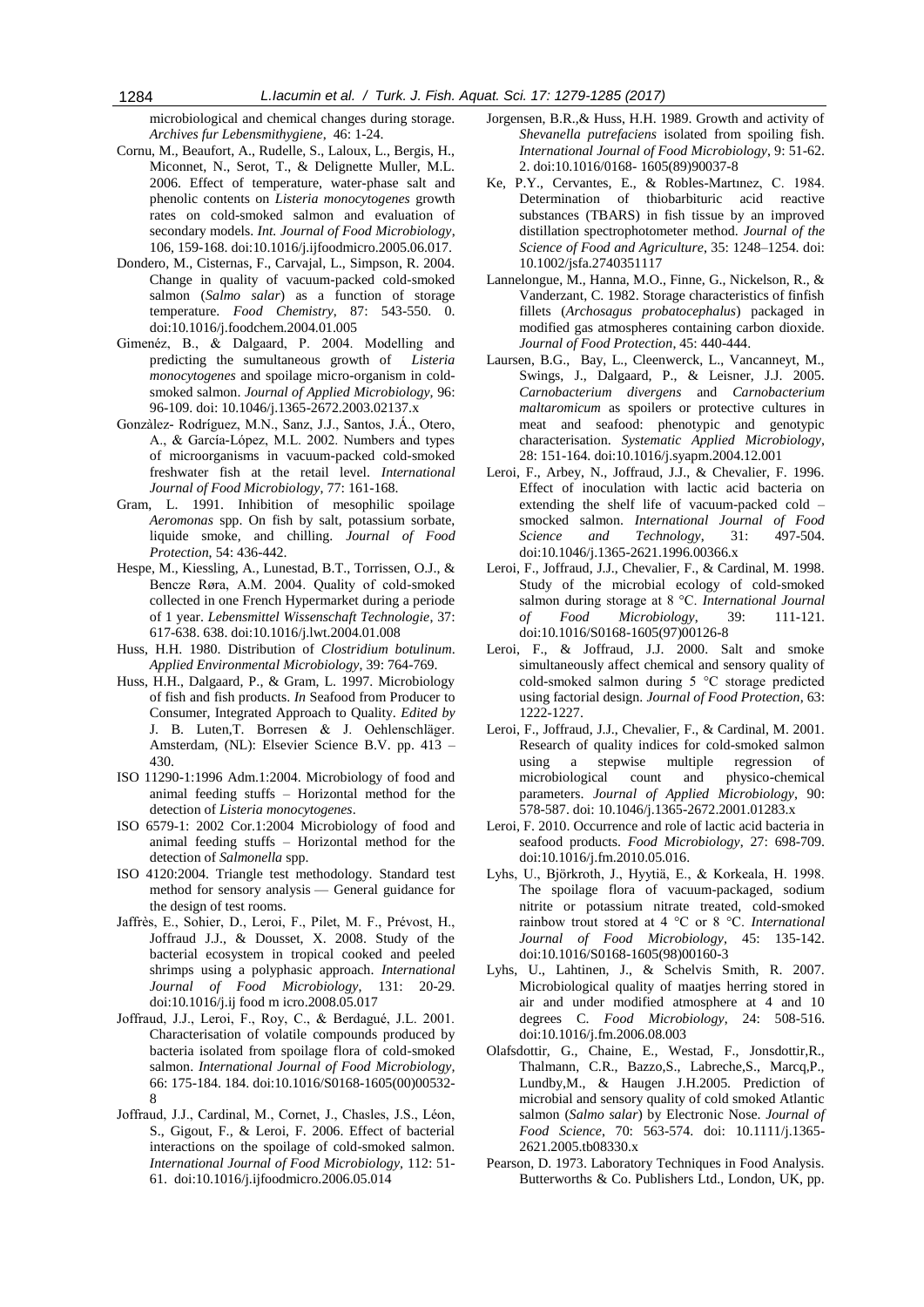microbiological and chemical changes during storage. *Archives fur Lebensmithygiene*, 46: 1-24.

Cornu, M., Beaufort, A., Rudelle, S., Laloux, L., Bergis, H., Miconnet, N., Serot, T., & Delignette Muller, M.L. 2006. Effect of temperature, water-phase salt and phenolic contents on *Listeria monocytogenes* growth rates on cold-smoked salmon and evaluation of secondary models. *Int. Journal of Food Microbiology*, 106, 159-168. doi:10.1016/j.ijfoodmicro.2005.06.017.

Dondero, M., Cisternas, F., Carvajal, L., Simpson, R. 2004. Change in quality of vacuum-packed cold-smoked salmon (*Salmo salar*) as a function of storage temperature. *Food Chemistry*, 87: 543-550. 0. doi:10.1016/j.foodchem.2004.01.005

Gimenéz, B., & Dalgaard, P. 2004. Modelling and predicting the sumultaneous growth of *Listeria monocytogenes* and spoilage micro-organism in cold-smoked salmon. *Journal of Applied Microbiology,* 96: 96-109. doi: 10.1046/j.1365-2672.2003.02137.x

Gonzàlez- Rodríguez, M.N., Sanz, J.J., Santos, J.Á., Otero, A., & García-López, M.L. 2002. Numbers and types of microorganisms in vacuum-packed cold-smoked freshwater fish at the retail level. *International Journal of Food Microbiology,* 77: 161-168.

Gram, L. 1991. Inhibition of mesophilic spoilage *Aeromonas* spp. On fish by salt, potassium sorbate, liquide smoke, and chilling. *Journal of Food Protection,* 54: 436-442.

Hespe, M., Kiessling, A., Lunestad, B.T., Torrissen, O.J., & Bencze Røra, A.M. 2004. Quality of cold-smoked collected in one French Hypermarket during a periode of 1 year. *Lebensmittel Wissenschaft Technologie*, 37: 617-638. 638. doi:10.1016/j.lwt.2004.01.008

Huss, H.H. 1980. Distribution of *Clostridium botulinum*. *Applied Environmental Microbiology*, 39: 764-769.

Huss, H.H., Dalgaard, P., & Gram, L. 1997. Microbiology of fish and fish products. *In* Seafood from Producer to Consumer, Integrated Approach to Quality. *Edited by* J. B. Luten,T. Borresen & J. Oehlenschläger. Amsterdam, (NL): Elsevier Science B.V. pp. 413 – 430.

ISO 11290-1:1996 Adm.1:2004. Microbiology of food and animal feeding stuffs – Horizontal method for the detection of *Listeria monocytogenes*.

ISO 6579-1: 2002 Cor.1:2004 Microbiology of food and animal feeding stuffs – Horizontal method for the detection of *Salmonella* spp.

ISO 4120:2004. Triangle test methodology. Standard test method for sensory analysis — General guidance for the design of test rooms.

Jaffrès, E., Sohier, D., Leroi, F., Pilet, M. F., Prévost, H., Joffraud J.J., & Dousset, X. 2008. Study of the bacterial ecosystem in tropical cooked and peeled shrimps using a polyphasic approach. *International Journal of Food Microbiology,* 131: 20-29. doi:10.1016/j.ij food m icro.2008.05.017

Joffraud, J.J., Leroi, F., Roy, C., & Berdagué, J.L. 2001. Characterisation of volatile compounds produced by bacteria isolated from spoilage flora of cold-smoked salmon. *International Journal of Food Microbiology,* 66: 175-184. 184. doi:10.1016/S0168-1605(00)00532-8

Joffraud, J.J., Cardinal, M., Cornet, J., Chasles, J.S., Léon, S., Gigout, F., & Leroi, F. 2006. Effect of bacterial interactions on the spoilage of cold-smoked salmon. *International Journal of Food Microbiology,* 112: 51-61. doi:10.1016/j.ijfoodmicro.2006.05.014

Jorgensen, B.R.,& Huss, H.H. 1989. Growth and activity of *Shevanella putrefaciens* isolated from spoiling fish. *International Journal of Food Microbiology,* 9: 51-62. 2. doi:10.1016/0168- 1605(89)90037-8

Ke, P.Y., Cervantes, E., & Robles-Martınez, C. 1984. Determination of thiobarbituric acid reactive substances (TBARS) in fish tissue by an improved distillation spectrophotometer method. *Journal of the Science of Food and Agriculture*, 35: 1248–1254. doi: 10.1002/jsfa.2740351117

Lannelongue, M., Hanna, M.O., Finne, G., Nickelson, R., & Vanderzant, C. 1982. Storage characteristics of finfish fillets (*Archosagus probatocephalus*) packaged in modified gas atmospheres containing carbon dioxide. *Journal of Food Protection*, 45: 440-444.

Laursen, B.G., Bay, L., Cleenwerck, L., Vancanneyt, M., Swings, J., Dalgaard, P., & Leisner, J.J. 2005. *Carnobacterium divergens* and *Carnobacterium maltaromicum* as spoilers or protective cultures in meat and seafood: phenotypic and genotypic characterisation. *Systematic Applied Microbiology*, 28: 151-164. doi:10.1016/j.syapm.2004.12.001

Leroi, F., Arbey, N., Joffraud, J.J., & Chevalier, F. 1996. Effect of inoculation with lactic acid bacteria on extending the shelf life of vacuum-packed cold – smocked salmon. *International Journal of Food Science and Technology*, 31: 497-504. doi:10.1046/j.1365-2621.1996.00366.x

Leroi, F., Joffraud, J.J., Chevalier, F., & Cardinal, M. 1998. Study of the microbial ecology of cold-smoked salmon during storage at 8 °C. *International Journal of Food Microbiology*, 39: 111-121. doi:10.1016/S0168-1605(97)00126-8

Leroi, F., & Joffraud, J.J. 2000. Salt and smoke simultaneously affect chemical and sensory quality of cold-smoked salmon during 5 °C storage predicted using factorial design. *Journal of Food Protection*, 63: 1222-1227.

Leroi, F., Joffraud, J.J., Chevalier, F., & Cardinal, M. 2001. Research of quality indices for cold-smoked salmon using a stepwise multiple regression of microbiological count and physico-chemical parameters. *Journal of Applied Microbiology*, 90: 578-587. doi: 10.1046/j.1365-2672.2001.01283.x

Leroi, F. 2010. Occurrence and role of lactic acid bacteria in seafood products. *Food Microbiology*, 27: 698-709. doi:10.1016/j.fm.2010.05.016.

Lyhs, U., Björkroth, J., Hyytiä, E., & Korkeala, H. 1998. The spoilage flora of vacuum-packaged, sodium nitrite or potassium nitrate treated, cold-smoked rainbow trout stored at 4 °C or 8 °C. *International Journal of Food Microbiology*, 45: 135-142. doi:10.1016/S0168-1605(98)00160-3

Lyhs, U., Lahtinen, J., & Schelvis Smith, R. 2007. Microbiological quality of maatjes herring stored in air and under modified atmosphere at 4 and 10 degrees C. *Food Microbiology*, 24: 508-516. doi:10.1016/j.fm.2006.08.003

Olafsdottir, G., Chaine, E., Westad, F., Jonsdottir,R., Thalmann, C.R., Bazzo,S., Labreche,S., Marcq,P., Lundby,M., & Haugen J.H.2005. Prediction of microbial and sensory quality of cold smoked Atlantic salmon (*Salmo salar*) by Electronic Nose. *Journal of Food Science*, 70: 563-574. doi: 10.1111/j.1365-2621.2005.tb08330.x

Pearson, D. 1973. Laboratory Techniques in Food Analysis. Butterworths & Co. Publishers Ltd., London, UK, pp.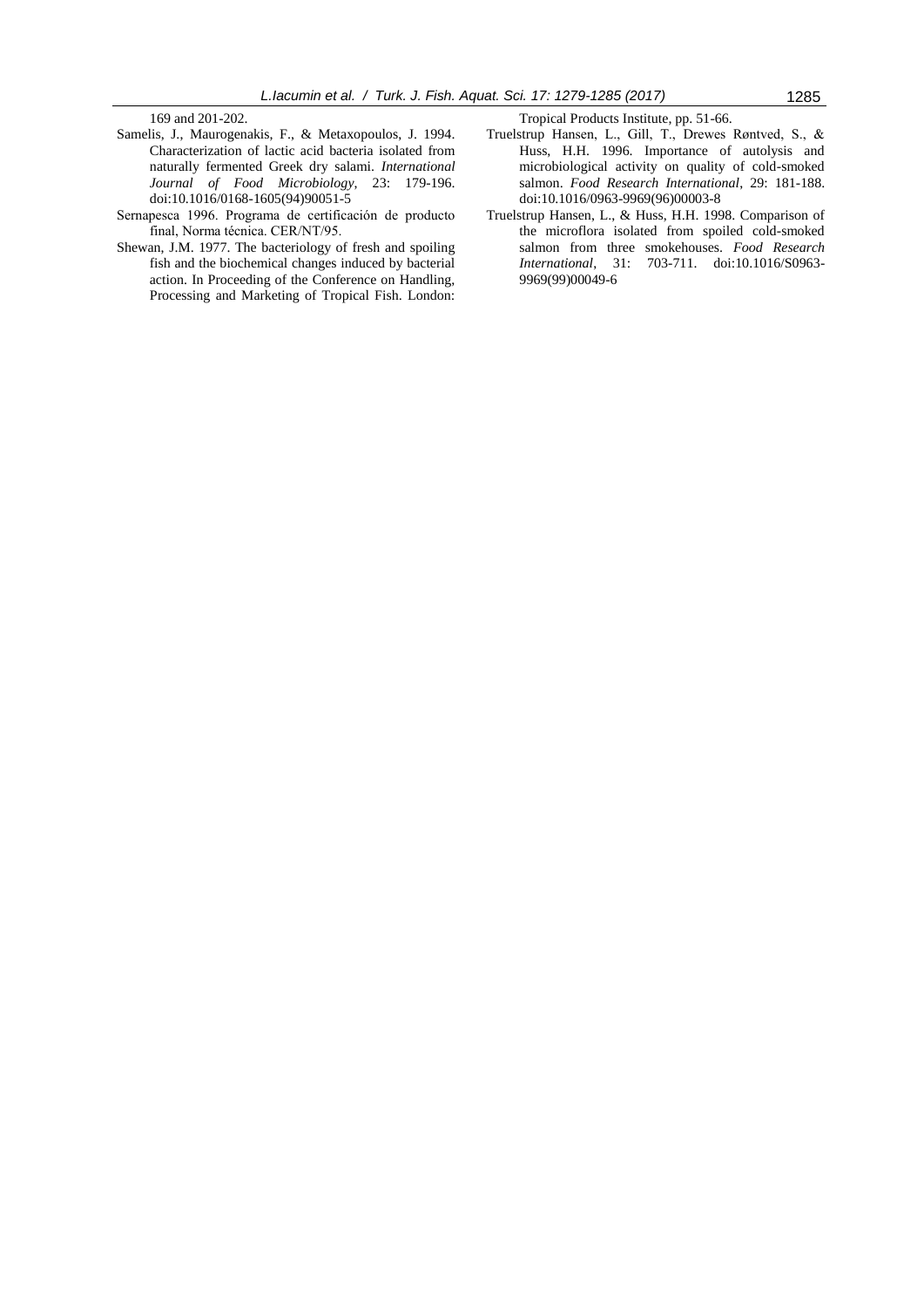169 and 201-202.

Samelis, J., Maurogenakis, F., & Metaxopoulos, J. 1994. Characterization of lactic acid bacteria isolated from naturally fermented Greek dry salami. *International Journal of Food Microbiology*, 23: 179-196. doi:10.1016/0168-1605(94)90051-5

Sernapesca 1996. Programa de certificación de producto final, Norma técnica. CER/NT/95.

Shewan, J.M. 1977. The bacteriology of fresh and spoiling fish and the biochemical changes induced by bacterial action. In Proceeding of the Conference on Handling, Processing and Marketing of Tropical Fish. London: Tropical Products Institute, pp. 51-66.

Truelstrup Hansen, L., Gill, T., Drewes Røntved, S., & Huss, H.H. 1996. Importance of autolysis and microbiological activity on quality of cold-smoked salmon. *Food Research International*, 29: 181-188. doi:10.1016/0963-9969(96)00003-8

Truelstrup Hansen, L., & Huss, H.H. 1998. Comparison of the microflora isolated from spoiled cold-smoked salmon from three smokehouses. *Food Research International*, 31: 703-711. doi:10.1016/S0963-9969(99)00049-6